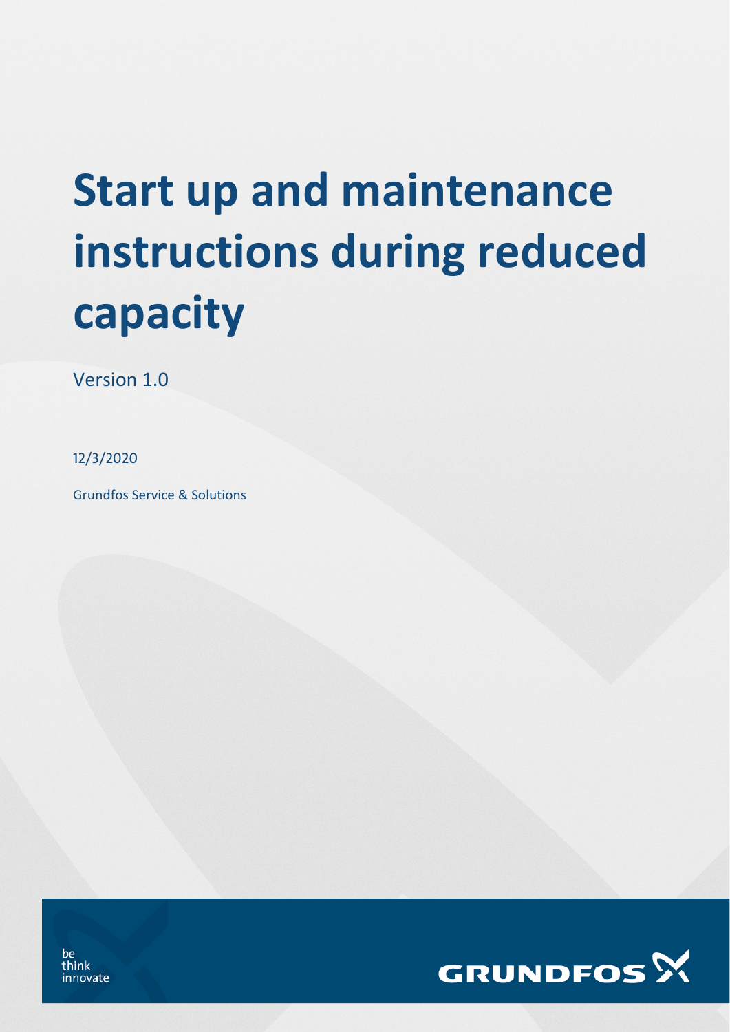# Start up and maintenance instructions during reduced capacity

Version 1.0

12/3/2020

Grundfos Service & Solutions

be
think
innovate

GRUNDFOS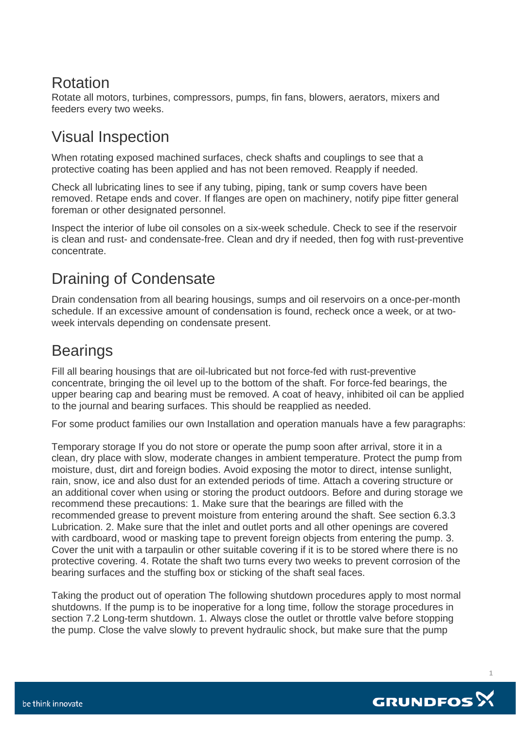## Rotation

Rotate all motors, turbines, compressors, pumps, fin fans, blowers, aerators, mixers and feeders every two weeks.

## Visual Inspection

When rotating exposed machined surfaces, check shafts and couplings to see that a protective coating has been applied and has not been removed. Reapply if needed.

Check all lubricating lines to see if any tubing, piping, tank or sump covers have been removed. Retape ends and cover. If flanges are open on machinery, notify pipe fitter general foreman or other designated personnel.

Inspect the interior of lube oil consoles on a six-week schedule. Check to see if the reservoir is clean and rust- and condensate-free. Clean and dry if needed, then fog with rust-preventive concentrate.

## Draining of Condensate

Drain condensation from all bearing housings, sumps and oil reservoirs on a once-per-month schedule. If an excessive amount of condensation is found, recheck once a week, or at two-week intervals depending on condensate present.

## Bearings

Fill all bearing housings that are oil-lubricated but not force-fed with rust-preventive concentrate, bringing the oil level up to the bottom of the shaft. For force-fed bearings, the upper bearing cap and bearing must be removed. A coat of heavy, inhibited oil can be applied to the journal and bearing surfaces. This should be reapplied as needed.

For some product families our own Installation and operation manuals have a few paragraphs:

Temporary storage If you do not store or operate the pump soon after arrival, store it in a clean, dry place with slow, moderate changes in ambient temperature. Protect the pump from moisture, dust, dirt and foreign bodies. Avoid exposing the motor to direct, intense sunlight, rain, snow, ice and also dust for an extended periods of time. Attach a covering structure or an additional cover when using or storing the product outdoors. Before and during storage we recommend these precautions: 1. Make sure that the bearings are filled with the recommended grease to prevent moisture from entering around the shaft. See section 6.3.3 Lubrication. 2. Make sure that the inlet and outlet ports and all other openings are covered with cardboard, wood or masking tape to prevent foreign objects from entering the pump. 3. Cover the unit with a tarpaulin or other suitable covering if it is to be stored where there is no protective covering. 4. Rotate the shaft two turns every two weeks to prevent corrosion of the bearing surfaces and the stuffing box or sticking of the shaft seal faces.

Taking the product out of operation The following shutdown procedures apply to most normal shutdowns. If the pump is to be inoperative for a long time, follow the storage procedures in section 7.2 Long-term shutdown. 1. Always close the outlet or throttle valve before stopping the pump. Close the valve slowly to prevent hydraulic shock, but make sure that the pump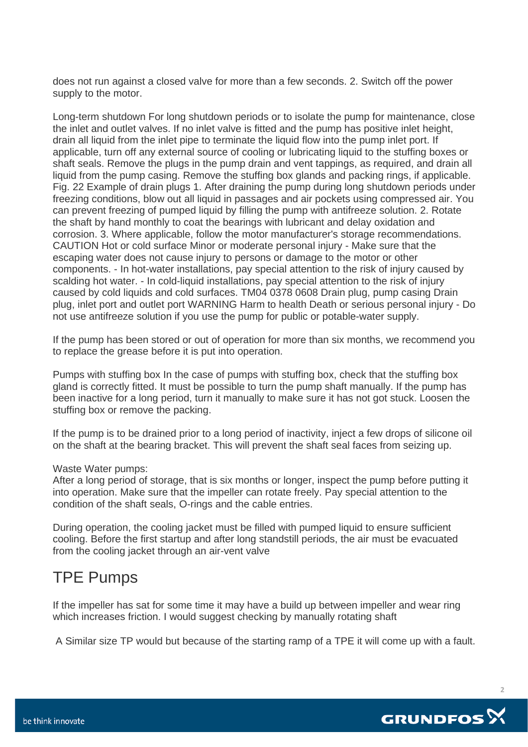does not run against a closed valve for more than a few seconds. 2. Switch off the power supply to the motor.

Long-term shutdown For long shutdown periods or to isolate the pump for maintenance, close the inlet and outlet valves. If no inlet valve is fitted and the pump has positive inlet height, drain all liquid from the inlet pipe to terminate the liquid flow into the pump inlet port. If applicable, turn off any external source of cooling or lubricating liquid to the stuffing boxes or shaft seals. Remove the plugs in the pump drain and vent tappings, as required, and drain all liquid from the pump casing. Remove the stuffing box glands and packing rings, if applicable. Fig. 22 Example of drain plugs 1. After draining the pump during long shutdown periods under freezing conditions, blow out all liquid in passages and air pockets using compressed air. You can prevent freezing of pumped liquid by filling the pump with antifreeze solution. 2. Rotate the shaft by hand monthly to coat the bearings with lubricant and delay oxidation and corrosion. 3. Where applicable, follow the motor manufacturer's storage recommendations. CAUTION Hot or cold surface Minor or moderate personal injury - Make sure that the escaping water does not cause injury to persons or damage to the motor or other components. - In hot-water installations, pay special attention to the risk of injury caused by scalding hot water. - In cold-liquid installations, pay special attention to the risk of injury caused by cold liquids and cold surfaces. TM04 0378 0608 Drain plug, pump casing Drain plug, inlet port and outlet port WARNING Harm to health Death or serious personal injury - Do not use antifreeze solution if you use the pump for public or potable-water supply.

If the pump has been stored or out of operation for more than six months, we recommend you to replace the grease before it is put into operation.

Pumps with stuffing box In the case of pumps with stuffing box, check that the stuffing box gland is correctly fitted. It must be possible to turn the pump shaft manually. If the pump has been inactive for a long period, turn it manually to make sure it has not got stuck. Loosen the stuffing box or remove the packing.

If the pump is to be drained prior to a long period of inactivity, inject a few drops of silicone oil on the shaft at the bearing bracket. This will prevent the shaft seal faces from seizing up.

Waste Water pumps:
After a long period of storage, that is six months or longer, inspect the pump before putting it into operation. Make sure that the impeller can rotate freely. Pay special attention to the condition of the shaft seals, O-rings and the cable entries.

During operation, the cooling jacket must be filled with pumped liquid to ensure sufficient cooling. Before the first startup and after long standstill periods, the air must be evacuated from the cooling jacket through an air-vent valve

## TPE Pumps

If the impeller has sat for some time it may have a build up between impeller and wear ring which increases friction. I would suggest checking by manually rotating shaft

A Similar size TP would but because of the starting ramp of a TPE it will come up with a fault.